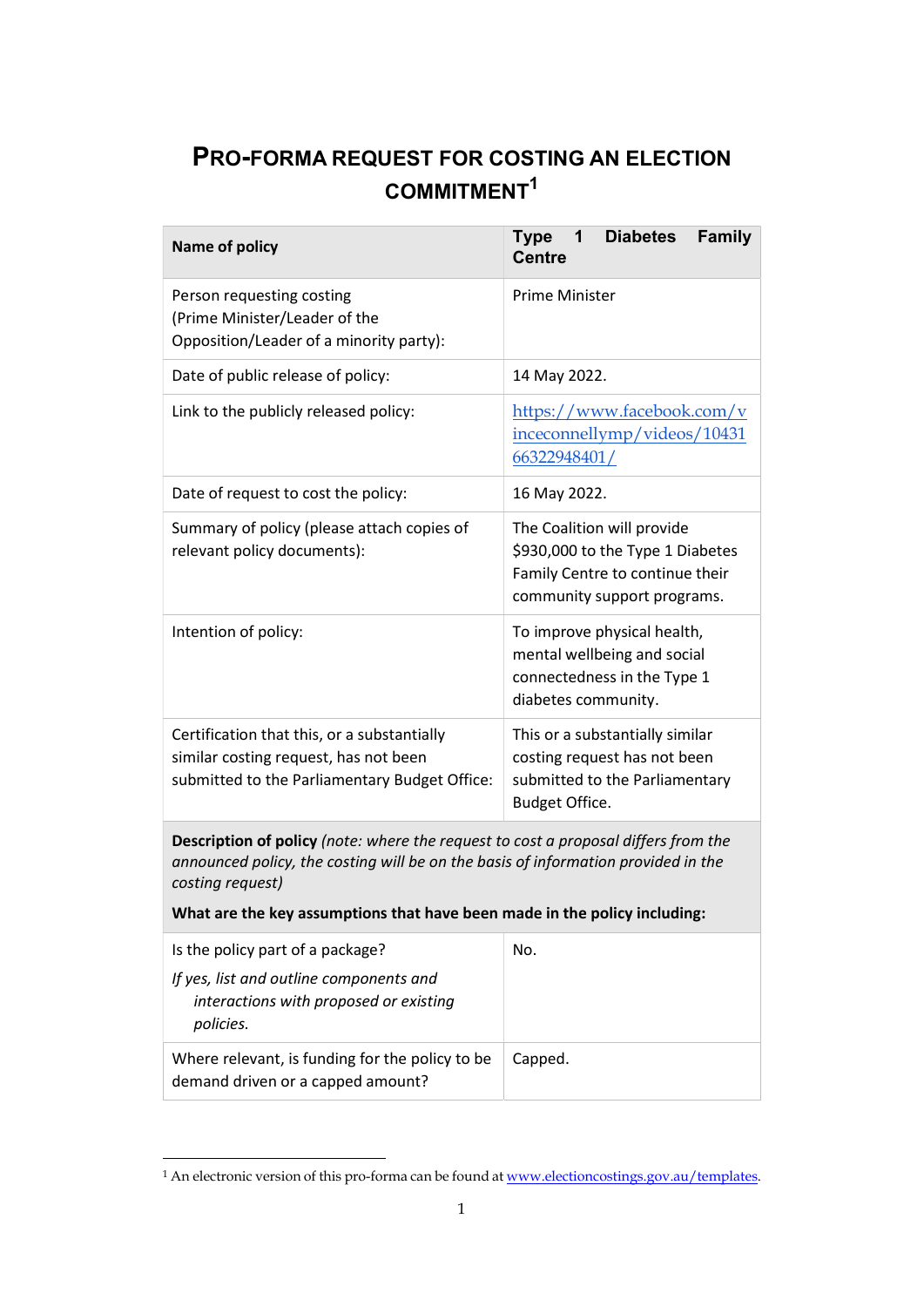# PRO-FORMA REQUEST FOR COSTING AN ELECTION COMMITMENT[1]

| **Name of policy** | **Type 1 Diabetes Family Centre** |
|---|---|
| Person requesting costing (Prime Minister/Leader of the Opposition/Leader of a minority party): | Prime Minister |
| Date of public release of policy: | 14 May 2022. |
| Link to the publicly released policy: | https://www.facebook.com/vinceconnellymp/videos/1043166322948401/ |
| Date of request to cost the policy: | 16 May 2022. |
| Summary of policy (please attach copies of relevant policy documents): | The Coalition will provide $930,000 to the Type 1 Diabetes Family Centre to continue their community support programs. |
| Intention of policy: | To improve physical health, mental wellbeing and social connectedness in the Type 1 diabetes community. |
| Certification that this, or a substantially similar costing request, has not been submitted to the Parliamentary Budget Office: | This or a substantially similar costing request has not been submitted to the Parliamentary Budget Office. |
| **Description of policy** *(note: where the request to cost a proposal differs from the announced policy, the costing will be on the basis of information provided in the costing request)* **What are the key assumptions that have been made in the policy including:** | |
| Is the policy part of a package? *If yes, list and outline components and interactions with proposed or existing policies.* | No. |
| Where relevant, is funding for the policy to be demand driven or a capped amount? | Capped. |

[1] An electronic version of this pro-forma can be found at www.electioncostings.gov.au/templates.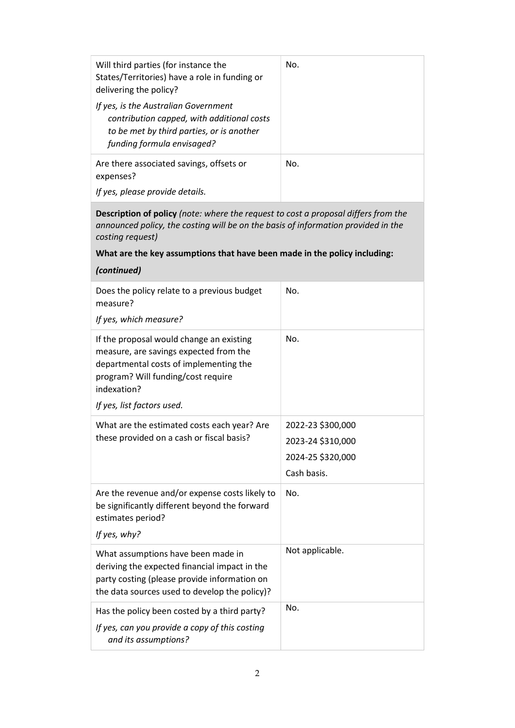| | |
|---|---|
| Will third parties (for instance the States/Territories) have a role in funding or delivering the policy?<br><br>*If yes, is the Australian Government contribution capped, with additional costs to be met by third parties, or is another funding formula envisaged?* | No. |
| Are there associated savings, offsets or expenses?<br><br>*If yes, please provide details.* | No. |

**Description of policy** *(note: where the request to cost a proposal differs from the announced policy, the costing will be on the basis of information provided in the costing request)*

**What are the key assumptions that have been made in the policy including:**

***(continued)***

| | |
|---|---|
| Does the policy relate to a previous budget measure?<br><br>*If yes, which measure?* | No. |
| If the proposal would change an existing measure, are savings expected from the departmental costs of implementing the program? Will funding/cost require indexation?<br><br>*If yes, list factors used.* | No. |
| What are the estimated costs each year? Are these provided on a cash or fiscal basis? | 2022-23 $300,000<br>2023-24 $310,000<br>2024-25 $320,000<br>Cash basis. |
| Are the revenue and/or expense costs likely to be significantly different beyond the forward estimates period?<br><br>*If yes, why?* | No. |
| What assumptions have been made in deriving the expected financial impact in the party costing (please provide information on the data sources used to develop the policy)? | Not applicable. |
| Has the policy been costed by a third party?<br><br>*If yes, can you provide a copy of this costing and its assumptions?* | No. |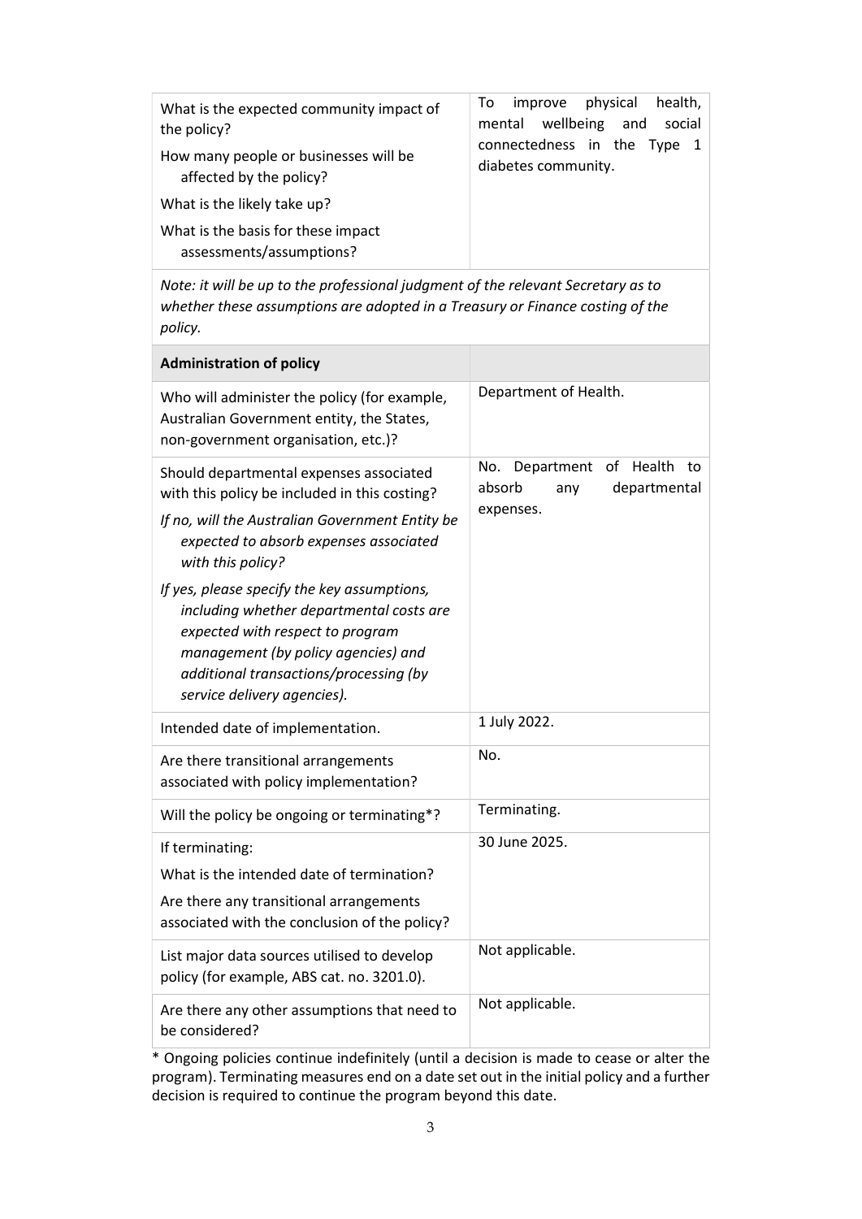| | |
|---|---|
| What is the expected community impact of the policy?<br>How many people or businesses will be affected by the policy?<br>What is the likely take up?<br>What is the basis for these impact assessments/assumptions? | To improve physical health, mental wellbeing and social connectedness in the Type 1 diabetes community. |

*Note: it will be up to the professional judgment of the relevant Secretary as to whether these assumptions are adopted in a Treasury or Finance costing of the policy.*

| **Administration of policy** | |
|---|---|
| Who will administer the policy (for example, Australian Government entity, the States, non-government organisation, etc.)? | Department of Health. |
| Should departmental expenses associated with this policy be included in this costing?<br>*If no, will the Australian Government Entity be expected to absorb expenses associated with this policy?*<br>*If yes, please specify the key assumptions, including whether departmental costs are expected with respect to program management (by policy agencies) and additional transactions/processing (by service delivery agencies).* | No. Department of Health to absorb any departmental expenses. |
| Intended date of implementation. | 1 July 2022. |
| Are there transitional arrangements associated with policy implementation? | No. |
| Will the policy be ongoing or terminating*? | Terminating. |
| If terminating:<br>What is the intended date of termination?<br>Are there any transitional arrangements associated with the conclusion of the policy? | 30 June 2025. |
| List major data sources utilised to develop policy (for example, ABS cat. no. 3201.0). | Not applicable. |
| Are there any other assumptions that need to be considered? | Not applicable. |

* Ongoing policies continue indefinitely (until a decision is made to cease or alter the program). Terminating measures end on a date set out in the initial policy and a further decision is required to continue the program beyond this date.